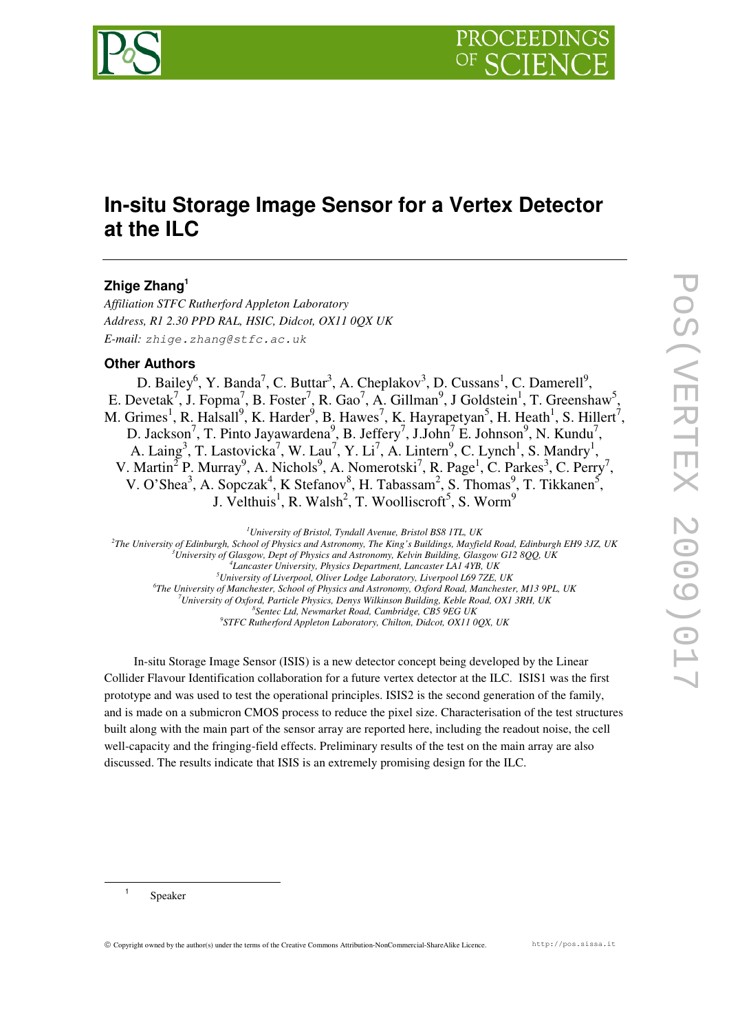# In-situ Storage Image Sensor for a Vertex Detector at the ILC

**Zhige Zhang[1]**

*Affiliation STFC Rutherford Appleton Laboratory*
*Address, R1 2.30 PPD RAL, HSIC, Didcot, OX11 0QX UK*
*E-mail:* zhige.zhang@stfc.ac.uk

**Other Authors**

D. Bailey[6], Y. Banda[7], C. Buttar[3], A. Cheplakov[3], D. Cussans[1], C. Damerell[9], E. Devetak[7], J. Fopma[7], B. Foster[7], R. Gao[7], A. Gillman[9], J Goldstein[1], T. Greenshaw[5], M. Grimes[1], R. Halsall[9], K. Harder[9], B. Hawes[7], K. Hayrapetyan[5], H. Heath[1], S. Hillert[7], D. Jackson[7], T. Pinto Jayawardena[9], B. Jeffery[7], J.John[7] E. Johnson[9], N. Kundu[7], A. Laing[3], T. Lastovicka[7], W. Lau[7], Y. Li[7], A. Lintern[9], C. Lynch[1], S. Mandry[1], V. Martin[2] P. Murray[9], A. Nichols[9], A. Nomerotski[7], R. Page[1], C. Parkes[3], C. Perry[7], V. O'Shea[3], A. Sopczak[4], K Stefanov[8], H. Tabassam[2], S. Thomas[9], T. Tikkanen[5], J. Velthuis[1], R. Walsh[2], T. Woolliscroft[5], S. Worm[9]

[1]*University of Bristol, Tyndall Avenue, Bristol BS8 1TL, UK*
[2]*The University of Edinburgh, School of Physics and Astronomy, The King's Buildings, Mayfield Road, Edinburgh EH9 3JZ, UK*
[3]*University of Glasgow, Dept of Physics and Astronomy, Kelvin Building, Glasgow G12 8QQ, UK*
[4]*Lancaster University, Physics Department, Lancaster LA1 4YB, UK*
[5]*University of Liverpool, Oliver Lodge Laboratory, Liverpool L69 7ZE, UK*
[6]*The University of Manchester, School of Physics and Astronomy, Oxford Road, Manchester, M13 9PL, UK*
[7]*University of Oxford, Particle Physics, Denys Wilkinson Building, Keble Road, OX1 3RH, UK*
[8]*Sentec Ltd, Newmarket Road, Cambridge, CB5 9EG UK*
[9]*STFC Rutherford Appleton Laboratory, Chilton, Didcot, OX11 0QX, UK*

In-situ Storage Image Sensor (ISIS) is a new detector concept being developed by the Linear Collider Flavour Identification collaboration for a future vertex detector at the ILC. ISIS1 was the first prototype and was used to test the operational principles. ISIS2 is the second generation of the family, and is made on a submicron CMOS process to reduce the pixel size. Characterisation of the test structures built along with the main part of the sensor array are reported here, including the readout noise, the cell well-capacity and the fringing-field effects. Preliminary results of the test on the main array are also discussed. The results indicate that ISIS is an extremely promising design for the ILC.

---

[1] Speaker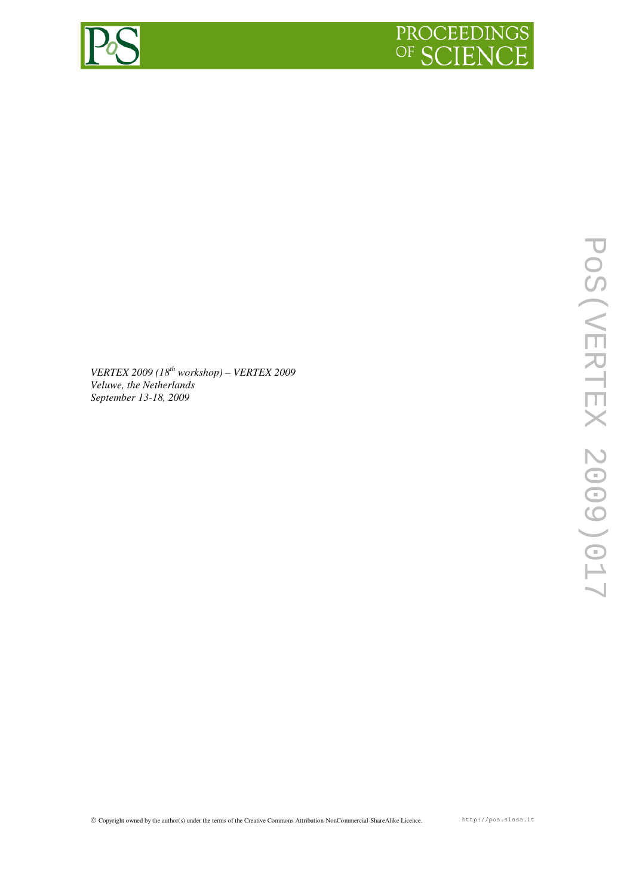*VERTEX 2009 (18th workshop) – VERTEX 2009*
*Veluwe, the Netherlands*
*September 13-18, 2009*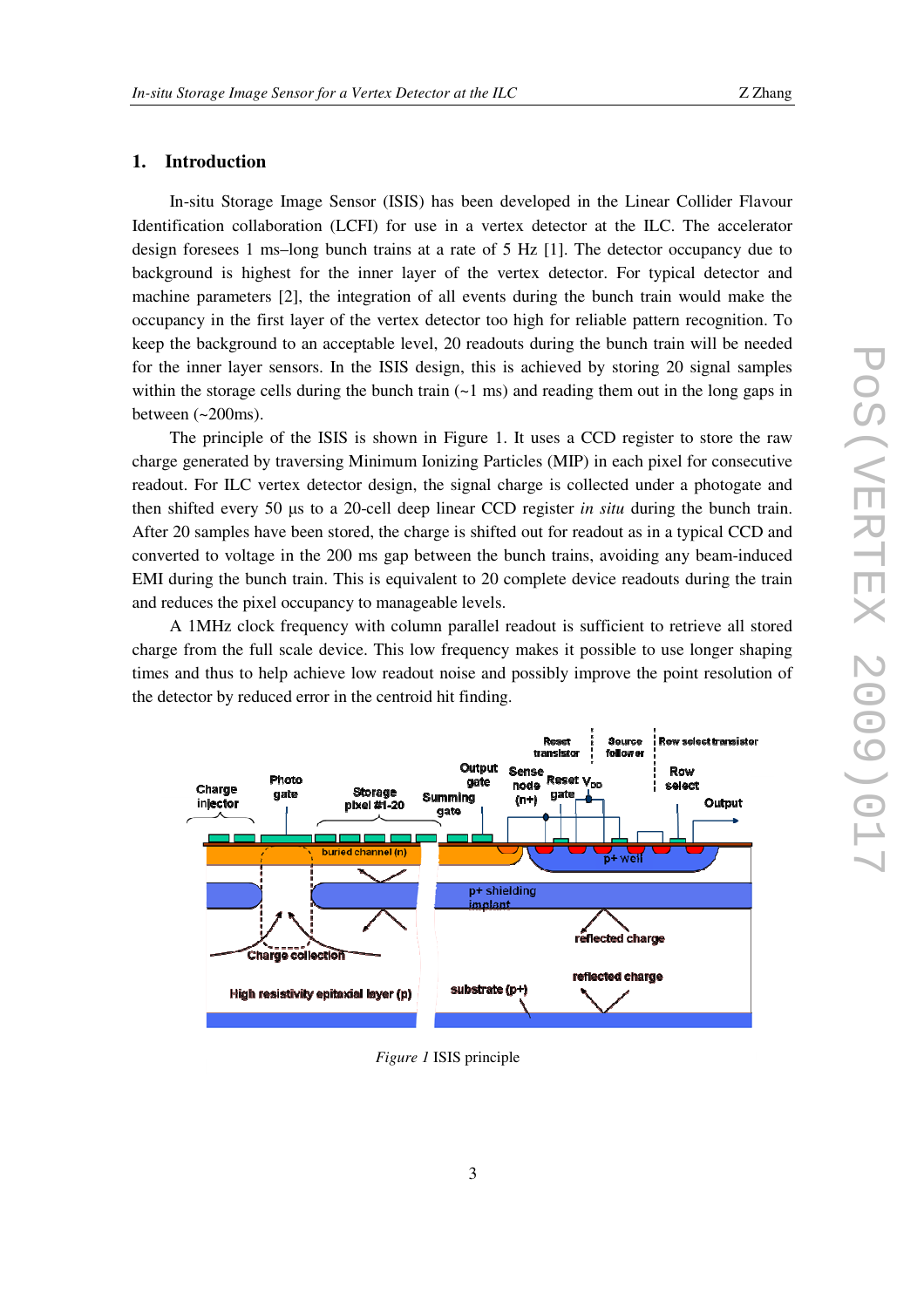## 1. Introduction

In-situ Storage Image Sensor (ISIS) has been developed in the Linear Collider Flavour Identification collaboration (LCFI) for use in a vertex detector at the ILC. The accelerator design foresees 1 ms–long bunch trains at a rate of 5 Hz [1]. The detector occupancy due to background is highest for the inner layer of the vertex detector. For typical detector and machine parameters [2], the integration of all events during the bunch train would make the occupancy in the first layer of the vertex detector too high for reliable pattern recognition. To keep the background to an acceptable level, 20 readouts during the bunch train will be needed for the inner layer sensors. In the ISIS design, this is achieved by storing 20 signal samples within the storage cells during the bunch train (~1 ms) and reading them out in the long gaps in between (~200ms).

The principle of the ISIS is shown in Figure 1. It uses a CCD register to store the raw charge generated by traversing Minimum Ionizing Particles (MIP) in each pixel for consecutive readout. For ILC vertex detector design, the signal charge is collected under a photogate and then shifted every 50 μs to a 20-cell deep linear CCD register *in situ* during the bunch train. After 20 samples have been stored, the charge is shifted out for readout as in a typical CCD and converted to voltage in the 200 ms gap between the bunch trains, avoiding any beam-induced EMI during the bunch train. This is equivalent to 20 complete device readouts during the train and reduces the pixel occupancy to manageable levels.

A 1MHz clock frequency with column parallel readout is sufficient to retrieve all stored charge from the full scale device. This low frequency makes it possible to use longer shaping times and thus to help achieve low readout noise and possibly improve the point resolution of the detector by reduced error in the centroid hit finding.

*Figure 1* ISIS principle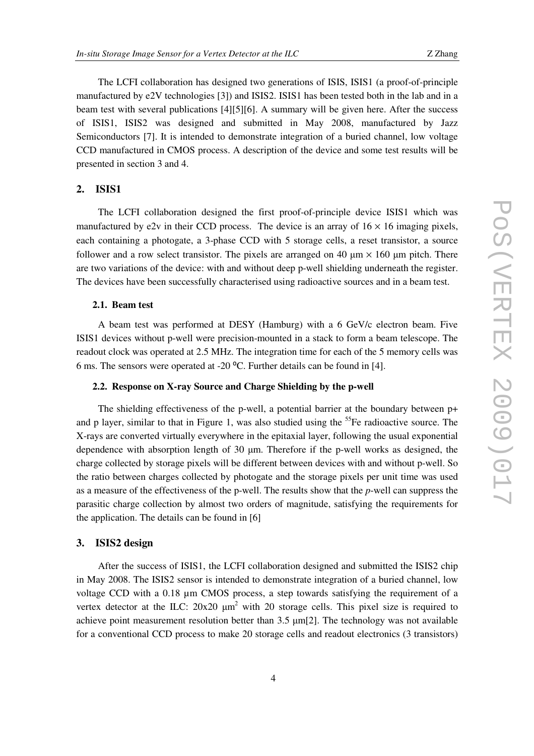The LCFI collaboration has designed two generations of ISIS, ISIS1 (a proof-of-principle manufactured by e2V technologies [3]) and ISIS2. ISIS1 has been tested both in the lab and in a beam test with several publications [4][5][6]. A summary will be given here. After the success of ISIS1, ISIS2 was designed and submitted in May 2008, manufactured by Jazz Semiconductors [7]. It is intended to demonstrate integration of a buried channel, low voltage CCD manufactured in CMOS process. A description of the device and some test results will be presented in section 3 and 4.

## 2. ISIS1

The LCFI collaboration designed the first proof-of-principle device ISIS1 which was manufactured by e2v in their CCD process. The device is an array of $16 \times 16$ imaging pixels, each containing a photogate, a 3-phase CCD with 5 storage cells, a reset transistor, a source follower and a row select transistor. The pixels are arranged on 40 µm × 160 µm pitch. There are two variations of the device: with and without deep p-well shielding underneath the register. The devices have been successfully characterised using radioactive sources and in a beam test.

### 2.1. Beam test

A beam test was performed at DESY (Hamburg) with a 6 GeV/c electron beam. Five ISIS1 devices without p-well were precision-mounted in a stack to form a beam telescope. The readout clock was operated at 2.5 MHz. The integration time for each of the 5 memory cells was 6 ms. The sensors were operated at -20 °C. Further details can be found in [4].

### 2.2. Response on X-ray Source and Charge Shielding by the p-well

The shielding effectiveness of the p-well, a potential barrier at the boundary between p+ and p layer, similar to that in Figure 1, was also studied using the $^{55}$Fe radioactive source. The X-rays are converted virtually everywhere in the epitaxial layer, following the usual exponential dependence with absorption length of 30 µm. Therefore if the p-well works as designed, the charge collected by storage pixels will be different between devices with and without p-well. So the ratio between charges collected by photogate and the storage pixels per unit time was used as a measure of the effectiveness of the p-well. The results show that the *p*-well can suppress the parasitic charge collection by almost two orders of magnitude, satisfying the requirements for the application. The details can be found in [6]

## 3. ISIS2 design

After the success of ISIS1, the LCFI collaboration designed and submitted the ISIS2 chip in May 2008. The ISIS2 sensor is intended to demonstrate integration of a buried channel, low voltage CCD with a 0.18 µm CMOS process, a step towards satisfying the requirement of a vertex detector at the ILC: 20x20 µm$^2$ with 20 storage cells. This pixel size is required to achieve point measurement resolution better than 3.5 µm[2]. The technology was not available for a conventional CCD process to make 20 storage cells and readout electronics (3 transistors)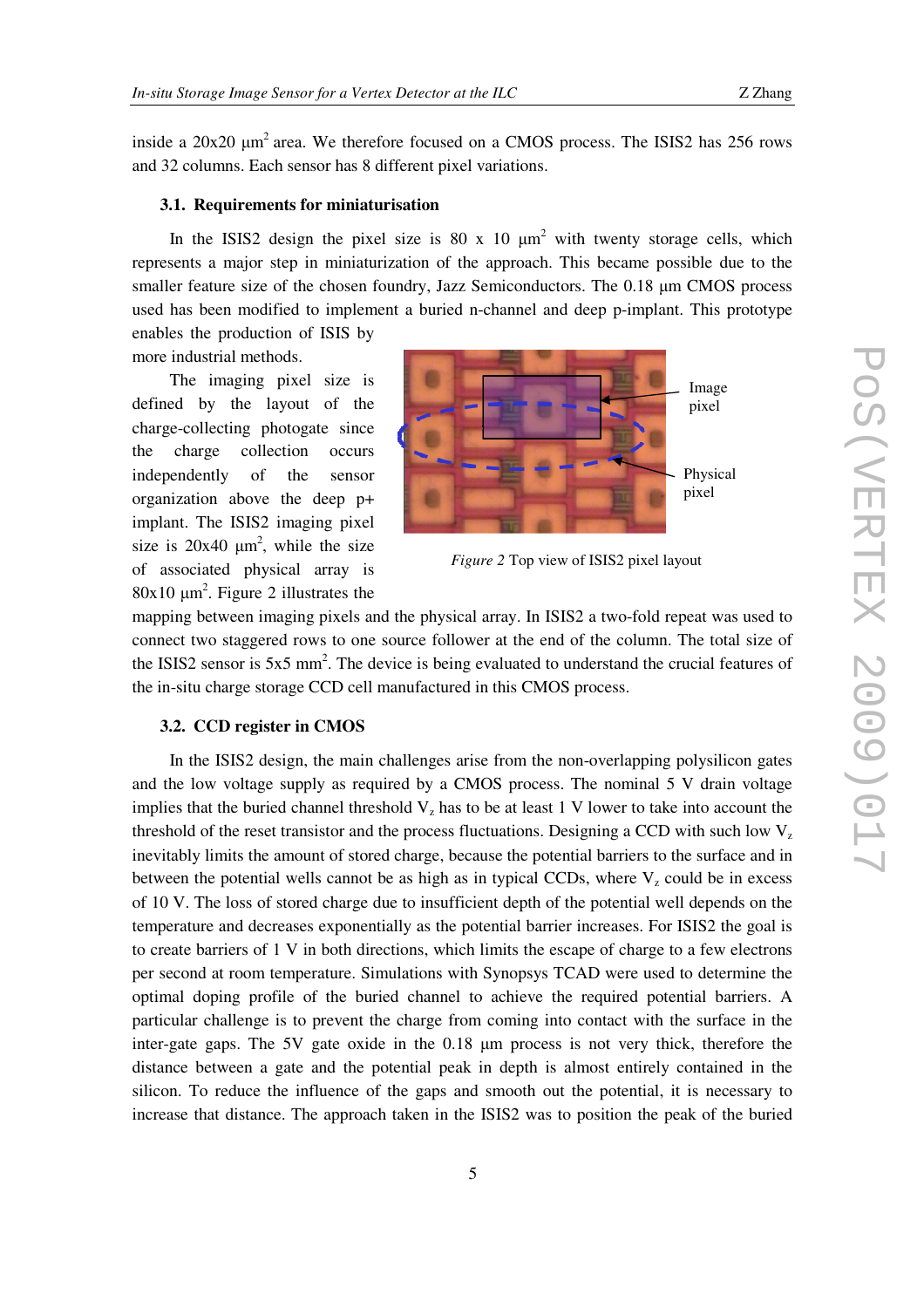inside a 20x20 μm$^2$ area. We therefore focused on a CMOS process. The ISIS2 has 256 rows and 32 columns. Each sensor has 8 different pixel variations.

### 3.1. Requirements for miniaturisation

In the ISIS2 design the pixel size is 80 x 10 μm$^2$ with twenty storage cells, which represents a major step in miniaturization of the approach. This became possible due to the smaller feature size of the chosen foundry, Jazz Semiconductors. The 0.18 μm CMOS process used has been modified to implement a buried n-channel and deep p-implant. This prototype enables the production of ISIS by more industrial methods.

The imaging pixel size is defined by the layout of the charge-collecting photogate since the charge collection occurs independently of the sensor organization above the deep p+ implant. The ISIS2 imaging pixel size is 20x40 μm$^2$, while the size of associated physical array is 80x10 μm$^2$. Figure 2 illustrates the mapping between imaging pixels and the physical array. In ISIS2 a two-fold repeat was used to connect two staggered rows to one source follower at the end of the column. The total size of the ISIS2 sensor is 5x5 mm$^2$. The device is being evaluated to understand the crucial features of the in-situ charge storage CCD cell manufactured in this CMOS process.

Image pixel

Physical pixel

*Figure 2* Top view of ISIS2 pixel layout

### 3.2. CCD register in CMOS

In the ISIS2 design, the main challenges arise from the non-overlapping polysilicon gates and the low voltage supply as required by a CMOS process. The nominal 5 V drain voltage implies that the buried channel threshold $V_z$ has to be at least 1 V lower to take into account the threshold of the reset transistor and the process fluctuations. Designing a CCD with such low $V_z$ inevitably limits the amount of stored charge, because the potential barriers to the surface and in between the potential wells cannot be as high as in typical CCDs, where $V_z$ could be in excess of 10 V. The loss of stored charge due to insufficient depth of the potential well depends on the temperature and decreases exponentially as the potential barrier increases. For ISIS2 the goal is to create barriers of 1 V in both directions, which limits the escape of charge to a few electrons per second at room temperature. Simulations with Synopsys TCAD were used to determine the optimal doping profile of the buried channel to achieve the required potential barriers. A particular challenge is to prevent the charge from coming into contact with the surface in the inter-gate gaps. The 5V gate oxide in the 0.18 μm process is not very thick, therefore the distance between a gate and the potential peak in depth is almost entirely contained in the silicon. To reduce the influence of the gaps and smooth out the potential, it is necessary to increase that distance. The approach taken in the ISIS2 was to position the peak of the buried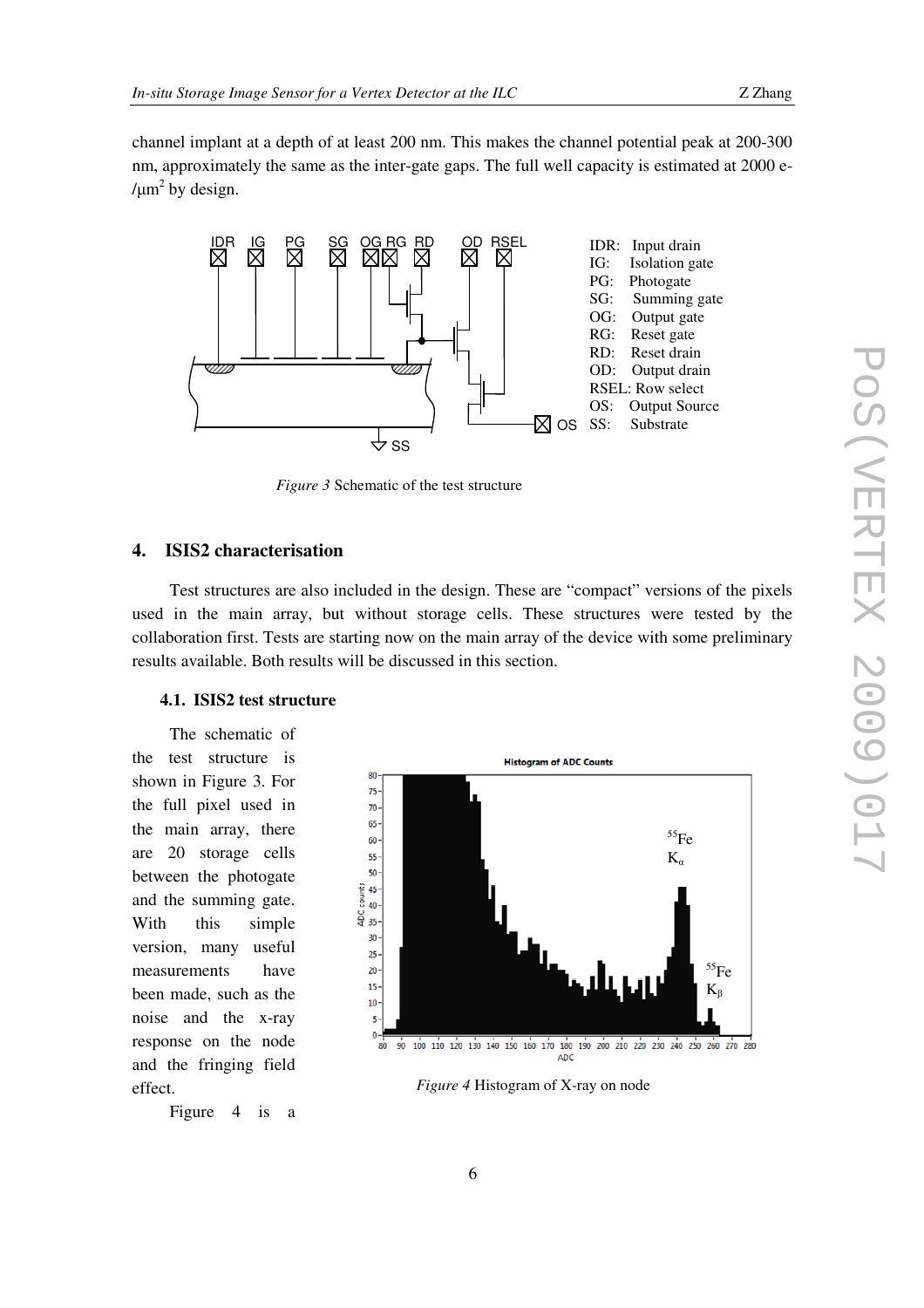channel implant at a depth of at least 200 nm. This makes the channel potential peak at 200-300 nm, approximately the same as the inter-gate gaps. The full well capacity is estimated at 2000 e-/μm$^2$ by design.

IDR IG PG SG OG RG RD OD RSEL

SS

OS

IDR: Input drain
IG: Isolation gate
PG: Photogate
SG: Summing gate
OG: Output gate
RG: Reset gate
RD: Reset drain
OD: Output drain
RSEL: Row select
OS: Output Source
SS: Substrate

*Figure 3* Schematic of the test structure

## 4. ISIS2 characterisation

Test structures are also included in the design. These are "compact" versions of the pixels used in the main array, but without storage cells. These structures were tested by the collaboration first. Tests are starting now on the main array of the device with some preliminary results available. Both results will be discussed in this section.

### 4.1. ISIS2 test structure

The schematic of the test structure is shown in Figure 3. For the full pixel used in the main array, there are 20 storage cells between the photogate and the summing gate. With this simple version, many useful measurements have been made, such as the noise and the x-ray response on the node and the fringing field effect.

Histogram of ADC Counts

ADC counts

ADC

0 5 10 15 20 25 30 35 40 45 50 55 60 65 70 75 80

80 90 100 110 120 130 140 150 160 170 180 190 200 210 220 230 240 250 260 270 280

$^{55}$Fe $K_{\alpha}$

$^{55}$Fe $K_{\beta}$

*Figure 4* Histogram of X-ray on node

Figure 4 is a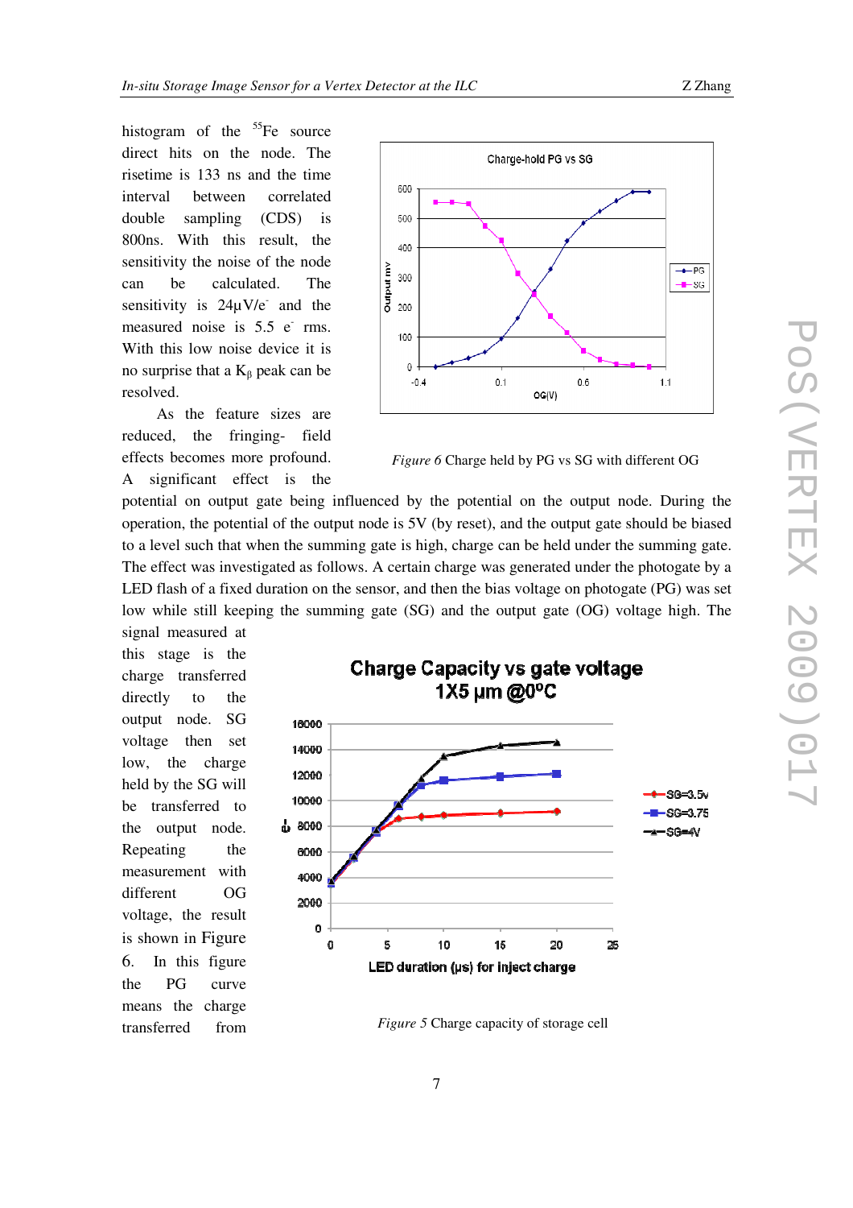histogram of the $^{55}$Fe source direct hits on the node. The risetime is 133 ns and the time interval between correlated double sampling (CDS) is 800ns. With this result, the sensitivity the noise of the node can be calculated. The sensitivity is 24μV/e$^-$ and the measured noise is 5.5 e$^-$ rms. With this low noise device it is no surprise that a $K_\beta$ peak can be resolved.

As the feature sizes are reduced, the fringing- field effects becomes more profound. A significant effect is the potential on output gate being influenced by the potential on the output node. During the operation, the potential of the output node is 5V (by reset), and the output gate should be biased to a level such that when the summing gate is high, charge can be held under the summing gate. The effect was investigated as follows. A certain charge was generated under the photogate by a LED flash of a fixed duration on the sensor, and then the bias voltage on photogate (PG) was set low while still keeping the summing gate (SG) and the output gate (OG) voltage high. The signal measured at this stage is the charge transferred directly to the output node. SG voltage then set low, the charge held by the SG will be transferred to the output node. Repeating the measurement with different OG voltage, the result is shown in Figure 6. In this figure the PG curve means the charge transferred from

Charge-hold PG vs SG

Output mV

600
500
400
300
200
100
0

-0.4
0.1
0.6
1.1

OG(V)

PG
SG

*Figure 6* Charge held by PG vs SG with different OG

Charge Capacity vs gate voltage
1X5 μm @0°C

e-

16000
14000
12000
10000
8000
6000
4000
2000
0

0
5
10
15
20
25

LED duration (μs) for inject charge

SG=3.5v
SG=3.75
SG=4V

*Figure 5* Charge capacity of storage cell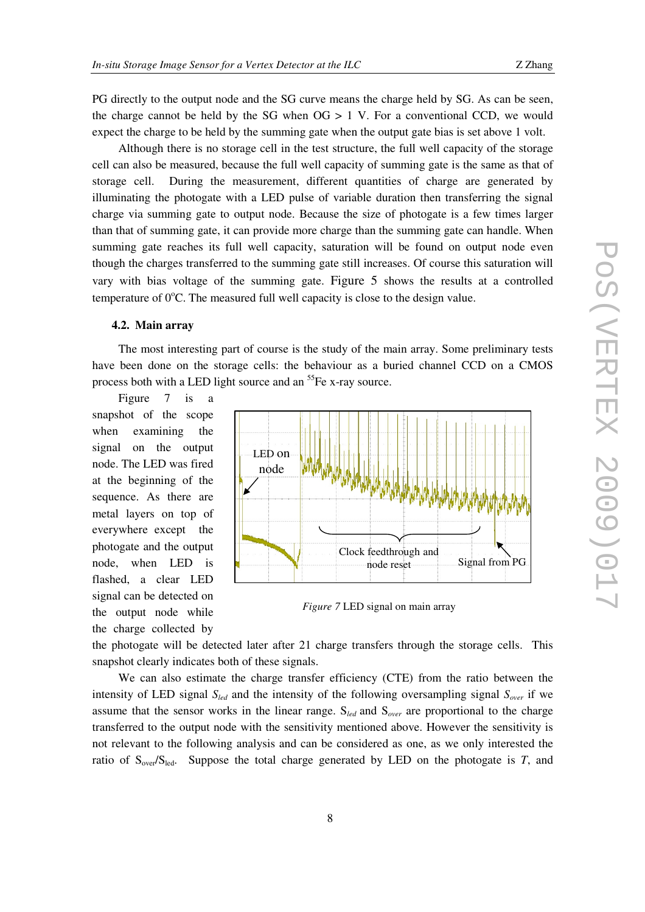PG directly to the output node and the SG curve means the charge held by SG. As can be seen, the charge cannot be held by the SG when OG > 1 V. For a conventional CCD, we would expect the charge to be held by the summing gate when the output gate bias is set above 1 volt.

Although there is no storage cell in the test structure, the full well capacity of the storage cell can also be measured, because the full well capacity of summing gate is the same as that of storage cell. During the measurement, different quantities of charge are generated by illuminating the photogate with a LED pulse of variable duration then transferring the signal charge via summing gate to output node. Because the size of photogate is a few times larger than that of summing gate, it can provide more charge than the summing gate can handle. When summing gate reaches its full well capacity, saturation will be found on output node even though the charges transferred to the summing gate still increases. Of course this saturation will vary with bias voltage of the summing gate. Figure 5 shows the results at a controlled temperature of 0°C. The measured full well capacity is close to the design value.

### 4.2. Main array

The most interesting part of course is the study of the main array. Some preliminary tests have been done on the storage cells: the behaviour as a buried channel CCD on a CMOS process both with a LED light source and an $^{55}Fe$ x-ray source.

Figure 7 is a snapshot of the scope when examining the signal on the output node. The LED was fired at the beginning of the sequence. As there are metal layers on top of everywhere except the photogate and the output node, when LED is flashed, a clear LED signal can be detected on the output node while the charge collected by the photogate will be detected later after 21 charge transfers through the storage cells. This snapshot clearly indicates both of these signals.

LED on node

Clock feedthrough and node reset

Signal from PG

*Figure 7* LED signal on main array

We can also estimate the charge transfer efficiency (CTE) from the ratio between the intensity of LED signal $S_{led}$ and the intensity of the following oversampling signal $S_{over}$ if we assume that the sensor works in the linear range. $S_{led}$ and $S_{over}$ are proportional to the charge transferred to the output node with the sensitivity mentioned above. However the sensitivity is not relevant to the following analysis and can be considered as one, as we only interested the ratio of $S_{over}/S_{led}$. Suppose the total charge generated by LED on the photogate is *T*, and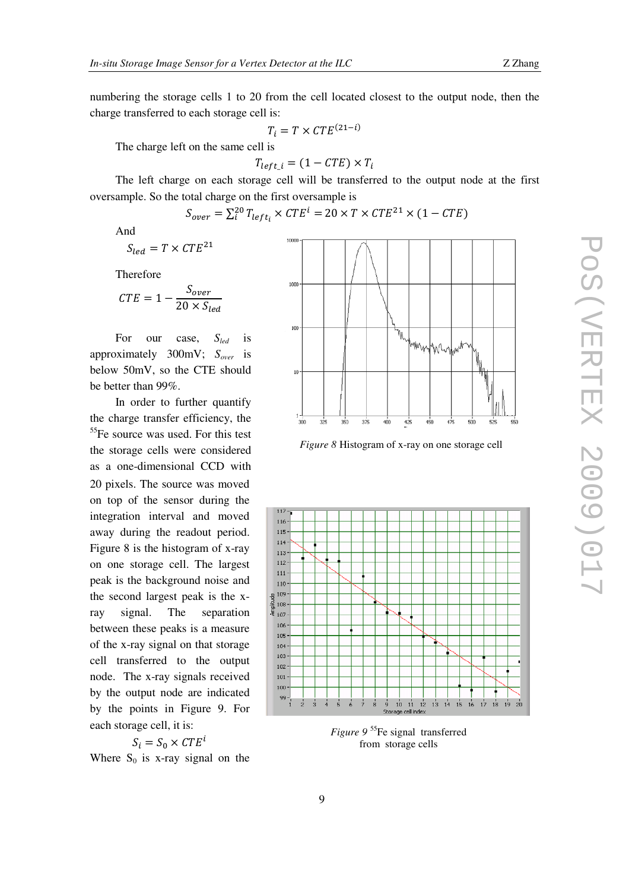numbering the storage cells 1 to 20 from the cell located closest to the output node, then the charge transferred to each storage cell is:

$$T_i = T \times CTE^{(21-i)}$$

The charge left on the same cell is

$$T_{left\_i} = (1 - CTE) \times T_i$$

The left charge on each storage cell will be transferred to the output node at the first oversample. So the total charge on the first oversample is

$$S_{over} = \sum_{i}^{20} T_{left_i} \times CTE^{i} = 20 \times T \times CTE^{21} \times (1 - CTE)$$

And

$$S_{led} = T \times CTE^{21}$$

Therefore

$$CTE = 1 - \frac{S_{over}}{20 \times S_{led}}$$

For our case, $S_{led}$ is approximately 300mV; $S_{over}$ is below 50mV, so the CTE should be better than 99%.

In order to further quantify the charge transfer efficiency, the [55]Fe source was used. For this test the storage cells were considered as a one-dimensional CCD with 20 pixels. The source was moved on top of the sensor during the integration interval and moved away during the readout period. Figure 8 is the histogram of x-ray on one storage cell. The largest peak is the background noise and the second largest peak is the x-ray signal. The separation between these peaks is a measure of the x-ray signal on that storage cell transferred to the output node. The x-ray signals received by the output node are indicated by the points in Figure 9. For each storage cell, it is:

$$S_i = S_0 \times CTE^{i}$$

Where $S_0$ is x-ray signal on the

10000
1000
100
10
1
300 325 350 375 400 425 450 475 500 525 550

*Figure 8* Histogram of x-ray on one storage cell

117
116
115
114
113
112
111
110
109
108
107
106
105
104
103
102
101
100
99
Amplitude
1 2 3 4 5 6 7 8 9 10 11 12 13 14 15 16 17 18 19 20
Storage cell index

*Figure 9* [55]Fe signal transferred from storage cells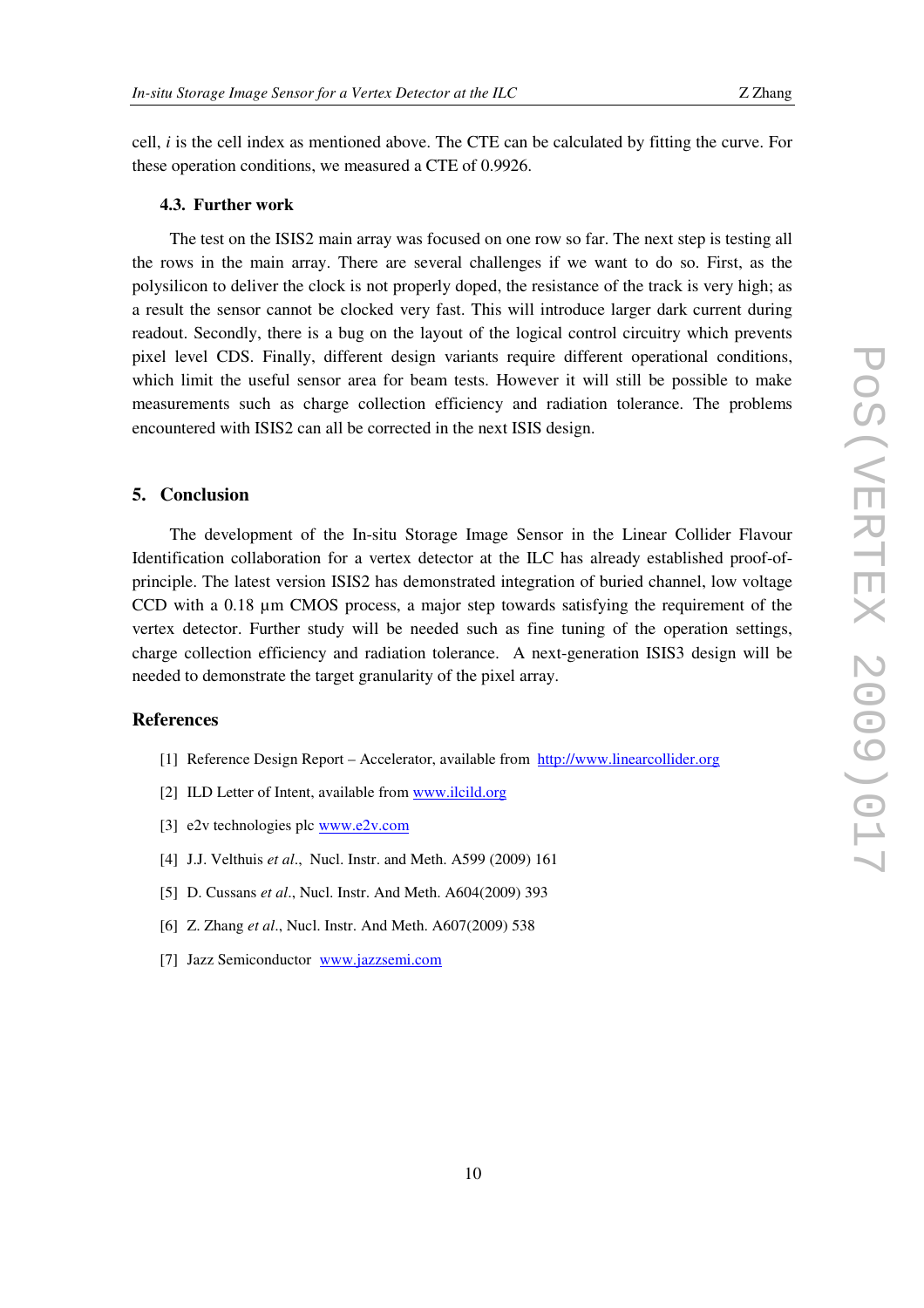cell, $i$ is the cell index as mentioned above. The CTE can be calculated by fitting the curve. For these operation conditions, we measured a CTE of 0.9926.

### 4.3. Further work

The test on the ISIS2 main array was focused on one row so far. The next step is testing all the rows in the main array. There are several challenges if we want to do so. First, as the polysilicon to deliver the clock is not properly doped, the resistance of the track is very high; as a result the sensor cannot be clocked very fast. This will introduce larger dark current during readout. Secondly, there is a bug on the layout of the logical control circuitry which prevents pixel level CDS. Finally, different design variants require different operational conditions, which limit the useful sensor area for beam tests. However it will still be possible to make measurements such as charge collection efficiency and radiation tolerance. The problems encountered with ISIS2 can all be corrected in the next ISIS design.

## 5. Conclusion

The development of the In-situ Storage Image Sensor in the Linear Collider Flavour Identification collaboration for a vertex detector at the ILC has already established proof-of-principle. The latest version ISIS2 has demonstrated integration of buried channel, low voltage CCD with a 0.18 μm CMOS process, a major step towards satisfying the requirement of the vertex detector. Further study will be needed such as fine tuning of the operation settings, charge collection efficiency and radiation tolerance. A next-generation ISIS3 design will be needed to demonstrate the target granularity of the pixel array.

## References

[1] Reference Design Report – Accelerator, available from http://www.linearcollider.org

[2] ILD Letter of Intent, available from www.ilcild.org

[3] e2v technologies plc www.e2v.com

[4] J.J. Velthuis *et al*., Nucl. Instr. and Meth. A599 (2009) 161

[5] D. Cussans *et al*., Nucl. Instr. And Meth. A604(2009) 393

[6] Z. Zhang *et al*., Nucl. Instr. And Meth. A607(2009) 538

[7] Jazz Semiconductor www.jazzsemi.com